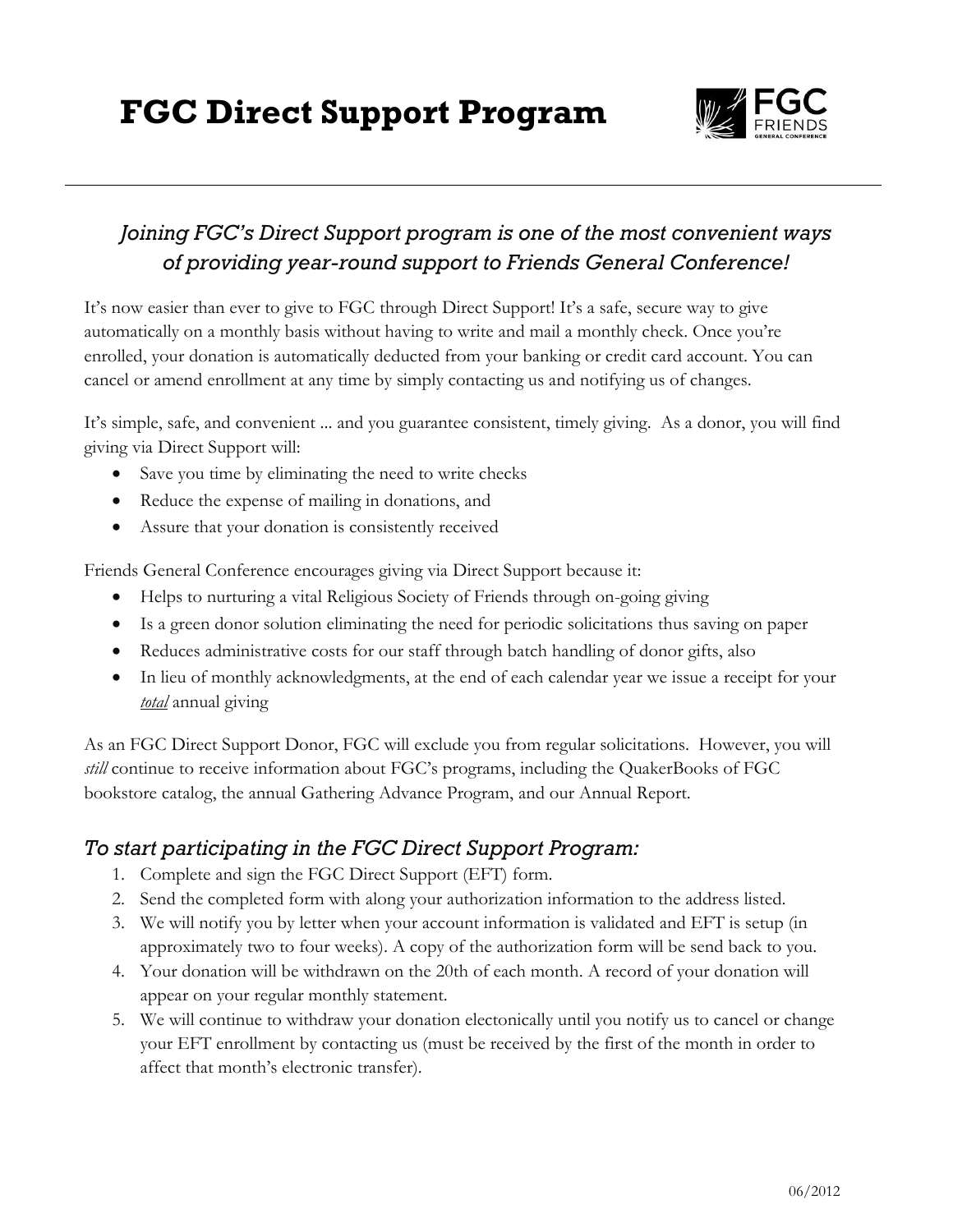# FGC Direct Support Program

*Joining FGC's Direct Support program is one of the most convenient ways of providing year-round support to Friends General Conference!*

It's now easier than ever to give to FGC through Direct Support! It's a safe, secure way to give automatically on a monthly basis without having to write and mail a monthly check. Once you're enrolled, your donation is automatically deducted from your banking or credit card account. You can cancel or amend enrollment at any time by simply contacting us and notifying us of changes.

It's simple, safe, and convenient ... and you guarantee consistent, timely giving. As a donor, you will find giving via Direct Support will:

- Save you time by eliminating the need to write checks
- Reduce the expense of mailing in donations, and
- Assure that your donation is consistently received

Friends General Conference encourages giving via Direct Support because it:

- Helps to nurturing a vital Religious Society of Friends through on-going giving
- Is a green donor solution eliminating the need for periodic solicitations thus saving on paper
- Reduces administrative costs for our staff through batch handling of donor gifts, also
- In lieu of monthly acknowledgments, at the end of each calendar year we issue a receipt for your ***total*** annual giving

As an FGC Direct Support Donor, FGC will exclude you from regular solicitations. However, you will *still* continue to receive information about FGC's programs, including the QuakerBooks of FGC bookstore catalog, the annual Gathering Advance Program, and our Annual Report.

## *To start participating in the FGC Direct Support Program:*

1. Complete and sign the FGC Direct Support (EFT) form.
2. Send the completed form with along your authorization information to the address listed.
3. We will notify you by letter when your account information is validated and EFT is setup (in approximately two to four weeks). A copy of the authorization form will be send back to you.
4. Your donation will be withdrawn on the 20th of each month. A record of your donation will appear on your regular monthly statement.
5. We will continue to withdraw your donation electonically until you notify us to cancel or change your EFT enrollment by contacting us (must be received by the first of the month in order to affect that month's electronic transfer).

06/2012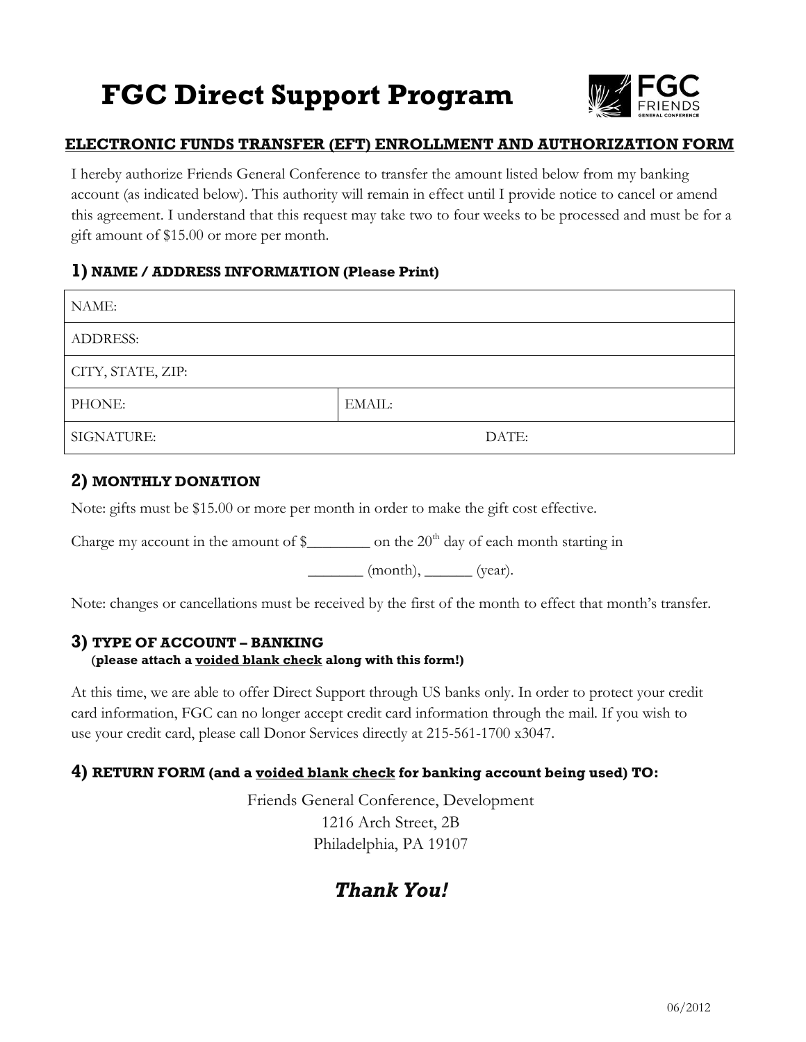# FGC Direct Support Program

**ELECTRONIC FUNDS TRANSFER (EFT) ENROLLMENT AND AUTHORIZATION FORM**

I hereby authorize Friends General Conference to transfer the amount listed below from my banking account (as indicated below). This authority will remain in effect until I provide notice to cancel or amend this agreement. I understand that this request may take two to four weeks to be processed and must be for a gift amount of $15.00 or more per month.

### 1) NAME / ADDRESS INFORMATION (Please Print)

| | |
|---|---|
| NAME: | |
| ADDRESS: | |
| CITY, STATE, ZIP: | |
| PHONE: | EMAIL: |
| SIGNATURE: | DATE: |

### 2) MONTHLY DONATION

Note: gifts must be $15.00 or more per month in order to make the gift cost effective.

Charge my account in the amount of $________ on the 20th day of each month starting in

_______ (month), ______ (year).

Note: changes or cancellations must be received by the first of the month to effect that month's transfer.

### 3) TYPE OF ACCOUNT – BANKING

**(please attach a voided blank check along with this form!)**

At this time, we are able to offer Direct Support through US banks only. In order to protect your credit card information, FGC can no longer accept credit card information through the mail. If you wish to use your credit card, please call Donor Services directly at 215-561-1700 x3047.

### 4) RETURN FORM (and a voided blank check for banking account being used) TO:

Friends General Conference, Development
1216 Arch Street, 2B
Philadelphia, PA 19107

## *Thank You!*

06/2012